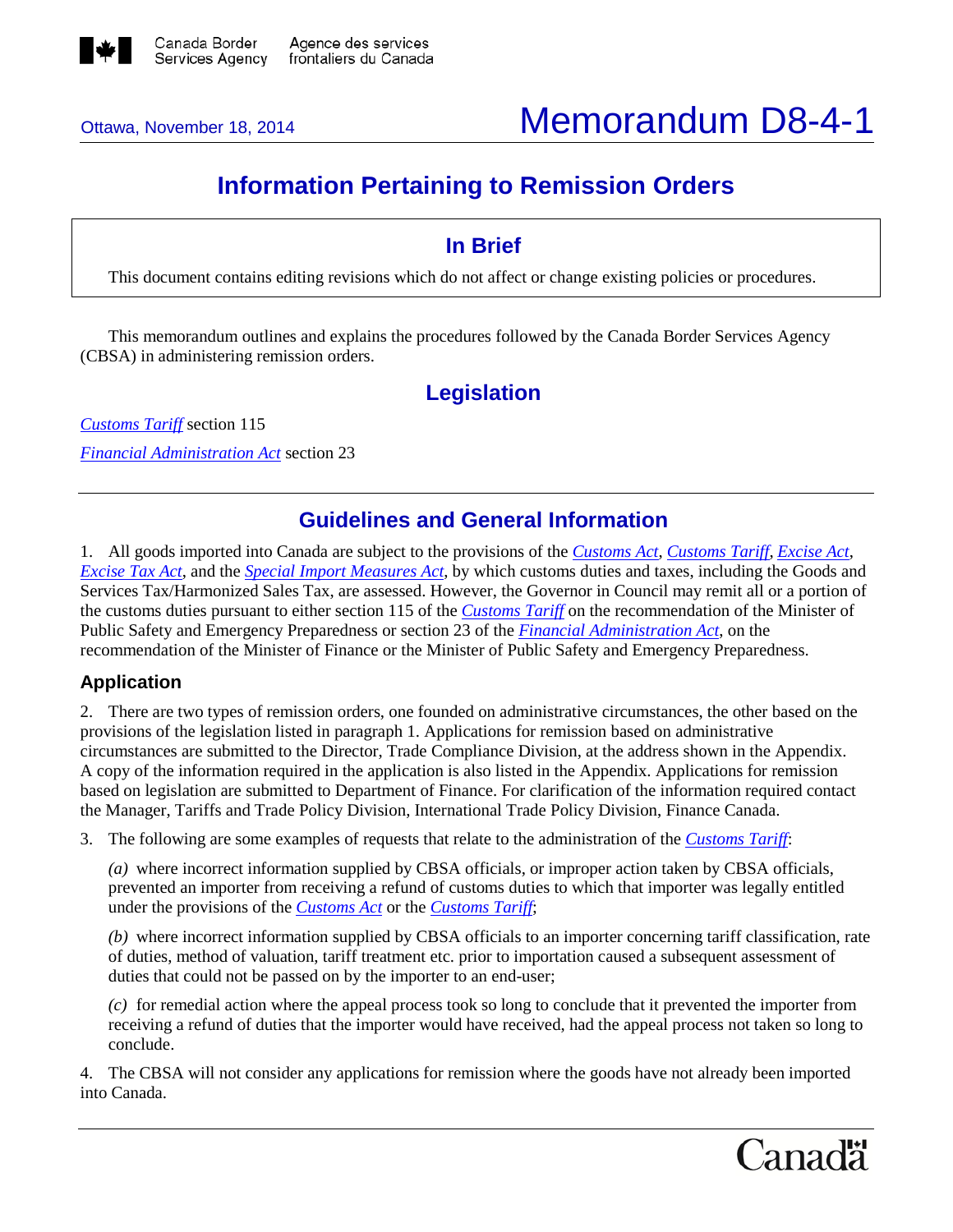Canada Border Services Agency / Agence des services frontaliers du Canada

Ottawa, November 18, 2014

# Memorandum D8-4-1

## Information Pertaining to Remission Orders

### In Brief

This document contains editing revisions which do not affect or change existing policies or procedures.

This memorandum outlines and explains the procedures followed by the Canada Border Services Agency (CBSA) in administering remission orders.

## Legislation

*Customs Tariff* section 115

*Financial Administration Act* section 23

## Guidelines and General Information

1. All goods imported into Canada are subject to the provisions of the *Customs Act*, *Customs Tariff*, *Excise Act*, *Excise Tax Act*, and the *Special Import Measures Act*, by which customs duties and taxes, including the Goods and Services Tax/Harmonized Sales Tax, are assessed. However, the Governor in Council may remit all or a portion of the customs duties pursuant to either section 115 of the *Customs Tariff* on the recommendation of the Minister of Public Safety and Emergency Preparedness or section 23 of the *Financial Administration Act*, on the recommendation of the Minister of Finance or the Minister of Public Safety and Emergency Preparedness.

### Application

2. There are two types of remission orders, one founded on administrative circumstances, the other based on the provisions of the legislation listed in paragraph 1. Applications for remission based on administrative circumstances are submitted to the Director, Trade Compliance Division, at the address shown in the Appendix. A copy of the information required in the application is also listed in the Appendix. Applications for remission based on legislation are submitted to Department of Finance. For clarification of the information required contact the Manager, Tariffs and Trade Policy Division, International Trade Policy Division, Finance Canada.

3. The following are some examples of requests that relate to the administration of the *Customs Tariff*:

*(a)* where incorrect information supplied by CBSA officials, or improper action taken by CBSA officials, prevented an importer from receiving a refund of customs duties to which that importer was legally entitled under the provisions of the *Customs Act* or the *Customs Tariff*;

*(b)* where incorrect information supplied by CBSA officials to an importer concerning tariff classification, rate of duties, method of valuation, tariff treatment etc. prior to importation caused a subsequent assessment of duties that could not be passed on by the importer to an end-user;

*(c)* for remedial action where the appeal process took so long to conclude that it prevented the importer from receiving a refund of duties that the importer would have received, had the appeal process not taken so long to conclude.

4. The CBSA will not consider any applications for remission where the goods have not already been imported into Canada.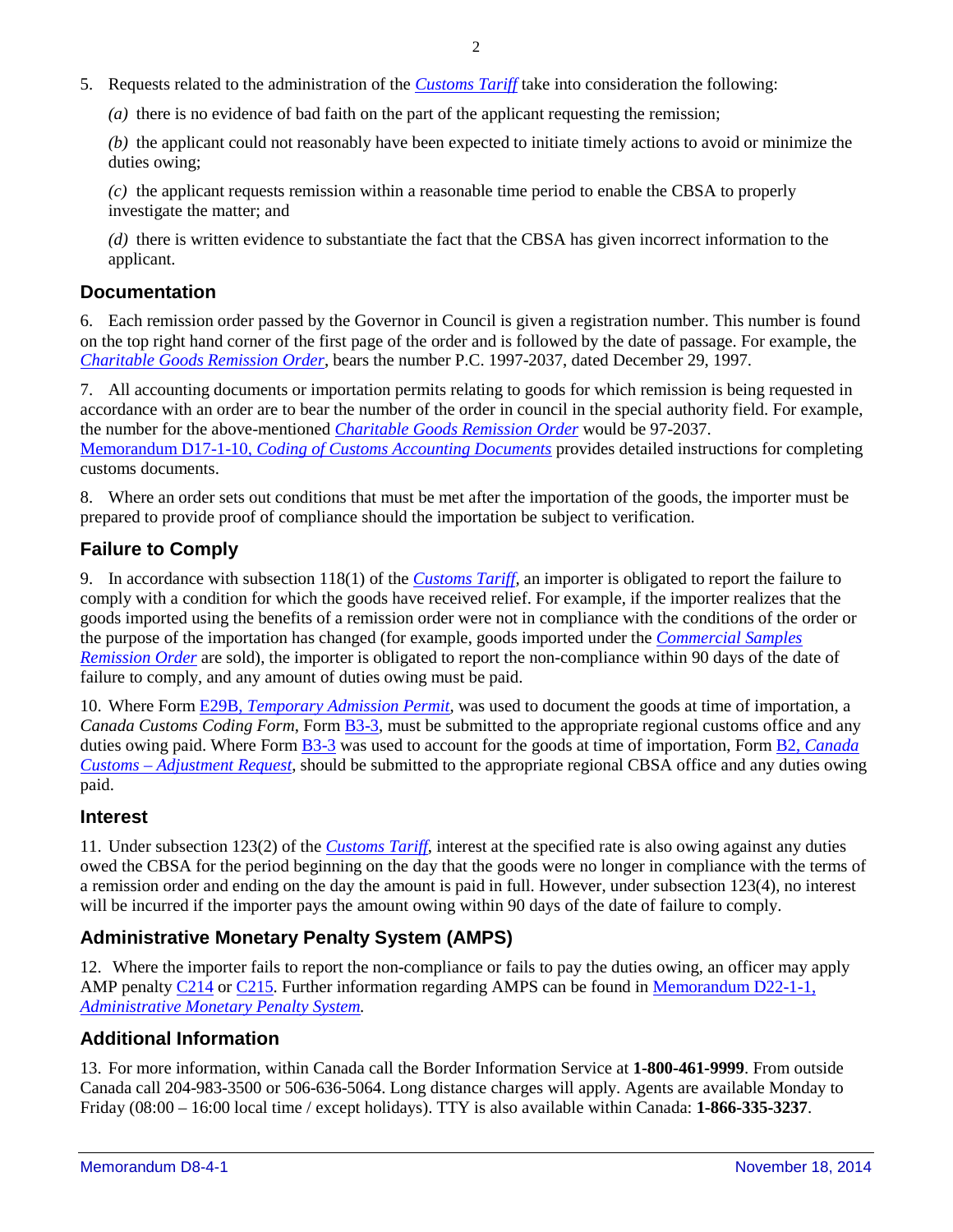5. Requests related to the administration of the *Customs Tariff* take into consideration the following:

*(a)* there is no evidence of bad faith on the part of the applicant requesting the remission;

*(b)* the applicant could not reasonably have been expected to initiate timely actions to avoid or minimize the duties owing;

*(c)* the applicant requests remission within a reasonable time period to enable the CBSA to properly investigate the matter; and

*(d)* there is written evidence to substantiate the fact that the CBSA has given incorrect information to the applicant.

## Documentation

6. Each remission order passed by the Governor in Council is given a registration number. This number is found on the top right hand corner of the first page of the order and is followed by the date of passage. For example, the *Charitable Goods Remission Order*, bears the number P.C. 1997-2037, dated December 29, 1997.

7. All accounting documents or importation permits relating to goods for which remission is being requested in accordance with an order are to bear the number of the order in council in the special authority field. For example, the number for the above-mentioned *Charitable Goods Remission Order* would be 97-2037. Memorandum D17-1-10, *Coding of Customs Accounting Documents* provides detailed instructions for completing customs documents.

8. Where an order sets out conditions that must be met after the importation of the goods, the importer must be prepared to provide proof of compliance should the importation be subject to verification.

## Failure to Comply

9. In accordance with subsection 118(1) of the *Customs Tariff*, an importer is obligated to report the failure to comply with a condition for which the goods have received relief. For example, if the importer realizes that the goods imported using the benefits of a remission order were not in compliance with the conditions of the order or the purpose of the importation has changed (for example, goods imported under the *Commercial Samples Remission Order* are sold), the importer is obligated to report the non-compliance within 90 days of the date of failure to comply, and any amount of duties owing must be paid.

10. Where Form E29B, *Temporary Admission Permit*, was used to document the goods at time of importation, a *Canada Customs Coding Form*, Form B3-3, must be submitted to the appropriate regional customs office and any duties owing paid. Where Form B3-3 was used to account for the goods at time of importation, Form B2, *Canada Customs – Adjustment Request*, should be submitted to the appropriate regional CBSA office and any duties owing paid.

## Interest

11. Under subsection 123(2) of the *Customs Tariff*, interest at the specified rate is also owing against any duties owed the CBSA for the period beginning on the day that the goods were no longer in compliance with the terms of a remission order and ending on the day the amount is paid in full. However, under subsection 123(4), no interest will be incurred if the importer pays the amount owing within 90 days of the date of failure to comply.

## Administrative Monetary Penalty System (AMPS)

12. Where the importer fails to report the non-compliance or fails to pay the duties owing, an officer may apply AMP penalty C214 or C215. Further information regarding AMPS can be found in Memorandum D22-1-1, *Administrative Monetary Penalty System.*

## Additional Information

13. For more information, within Canada call the Border Information Service at **1-800-461-9999**. From outside Canada call 204-983-3500 or 506-636-5064. Long distance charges will apply. Agents are available Monday to Friday (08:00 – 16:00 local time / except holidays). TTY is also available within Canada: **1-866-335-3237**.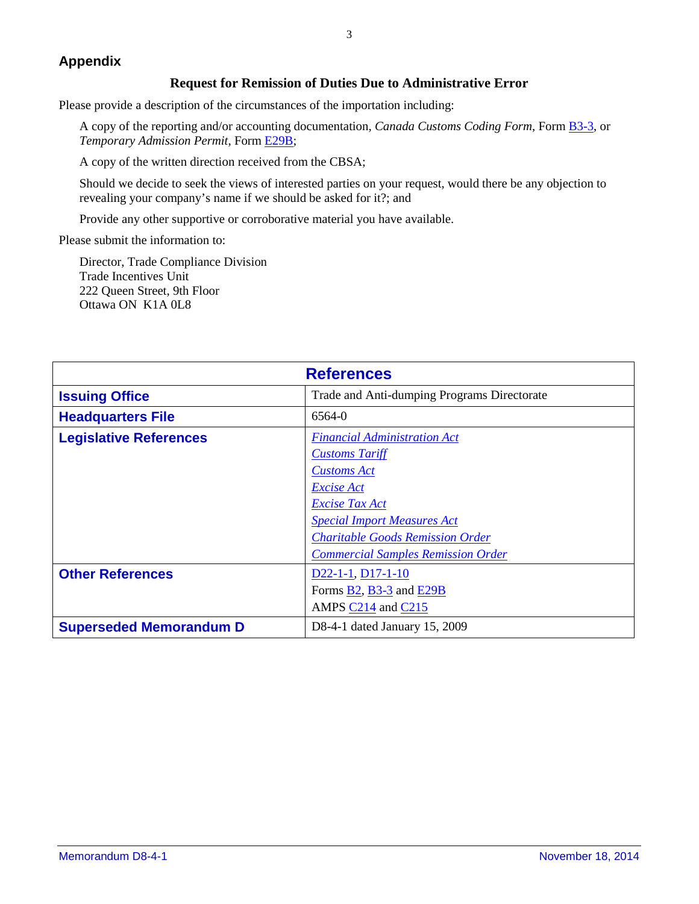## Appendix

### Request for Remission of Duties Due to Administrative Error

Please provide a description of the circumstances of the importation including:

A copy of the reporting and/or accounting documentation, *Canada Customs Coding Form*, Form B3-3, or *Temporary Admission Permit*, Form E29B;

A copy of the written direction received from the CBSA;

Should we decide to seek the views of interested parties on your request, would there be any objection to revealing your company's name if we should be asked for it?; and

Provide any other supportive or corroborative material you have available.

Please submit the information to:

Director, Trade Compliance Division
Trade Incentives Unit
222 Queen Street, 9th Floor
Ottawa ON  K1A 0L8

| References | |
|---|---|
| **Issuing Office** | Trade and Anti-dumping Programs Directorate |
| **Headquarters File** | 6564-0 |
| **Legislative References** | *Financial Administration Act*<br>*Customs Tariff*<br>*Customs Act*<br>*Excise Act*<br>*Excise Tax Act*<br>*Special Import Measures Act*<br>*Charitable Goods Remission Order*<br>*Commercial Samples Remission Order* |
| **Other References** | D22-1-1, D17-1-10<br>Forms B2, B3-3 and E29B<br>AMPS C214 and C215 |
| **Superseded Memorandum D** | D8-4-1 dated January 15, 2009 |